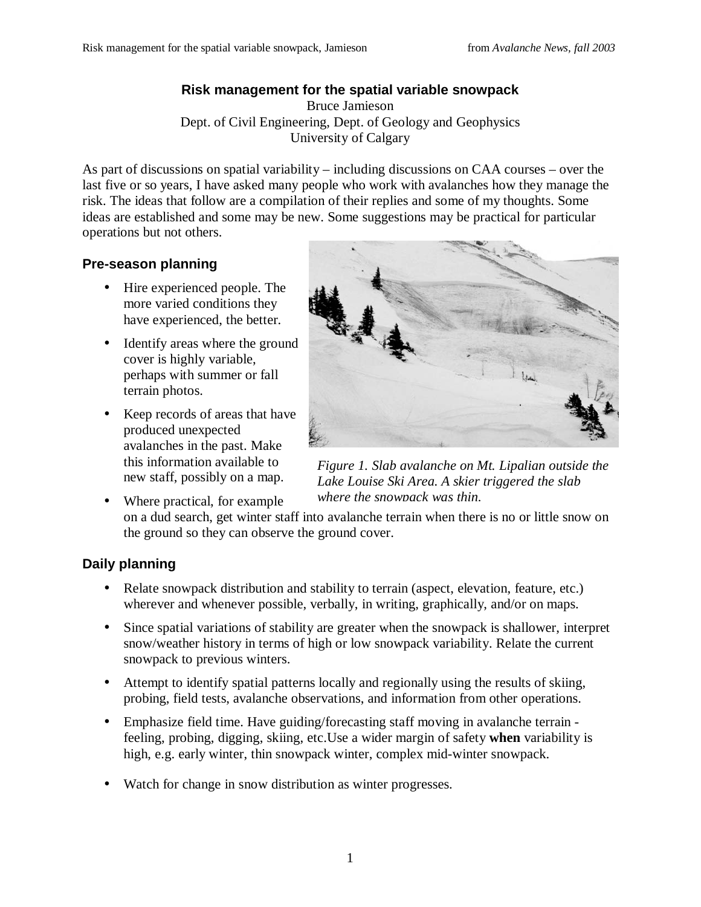# Risk management for the spatial variable snowpack

Bruce Jamieson
Dept. of Civil Engineering, Dept. of Geology and Geophysics
University of Calgary

As part of discussions on spatial variability – including discussions on CAA courses – over the last five or so years, I have asked many people who work with avalanches how they manage the risk. The ideas that follow are a compilation of their replies and some of my thoughts. Some ideas are established and some may be new. Some suggestions may be practical for particular operations but not others.

## Pre-season planning

- Hire experienced people. The more varied conditions they have experienced, the better.
- Identify areas where the ground cover is highly variable, perhaps with summer or fall terrain photos.
- Keep records of areas that have produced unexpected avalanches in the past. Make this information available to new staff, possibly on a map.
- Where practical, for example on a dud search, get winter staff into avalanche terrain when there is no or little snow on the ground so they can observe the ground cover.

*Figure 1. Slab avalanche on Mt. Lipalian outside the Lake Louise Ski Area. A skier triggered the slab where the snowpack was thin.*

## Daily planning

- Relate snowpack distribution and stability to terrain (aspect, elevation, feature, etc.) wherever and whenever possible, verbally, in writing, graphically, and/or on maps.
- Since spatial variations of stability are greater when the snowpack is shallower, interpret snow/weather history in terms of high or low snowpack variability. Relate the current snowpack to previous winters.
- Attempt to identify spatial patterns locally and regionally using the results of skiing, probing, field tests, avalanche observations, and information from other operations.
- Emphasize field time. Have guiding/forecasting staff moving in avalanche terrain - feeling, probing, digging, skiing, etc.Use a wider margin of safety **when** variability is high, e.g. early winter, thin snowpack winter, complex mid-winter snowpack.
- Watch for change in snow distribution as winter progresses.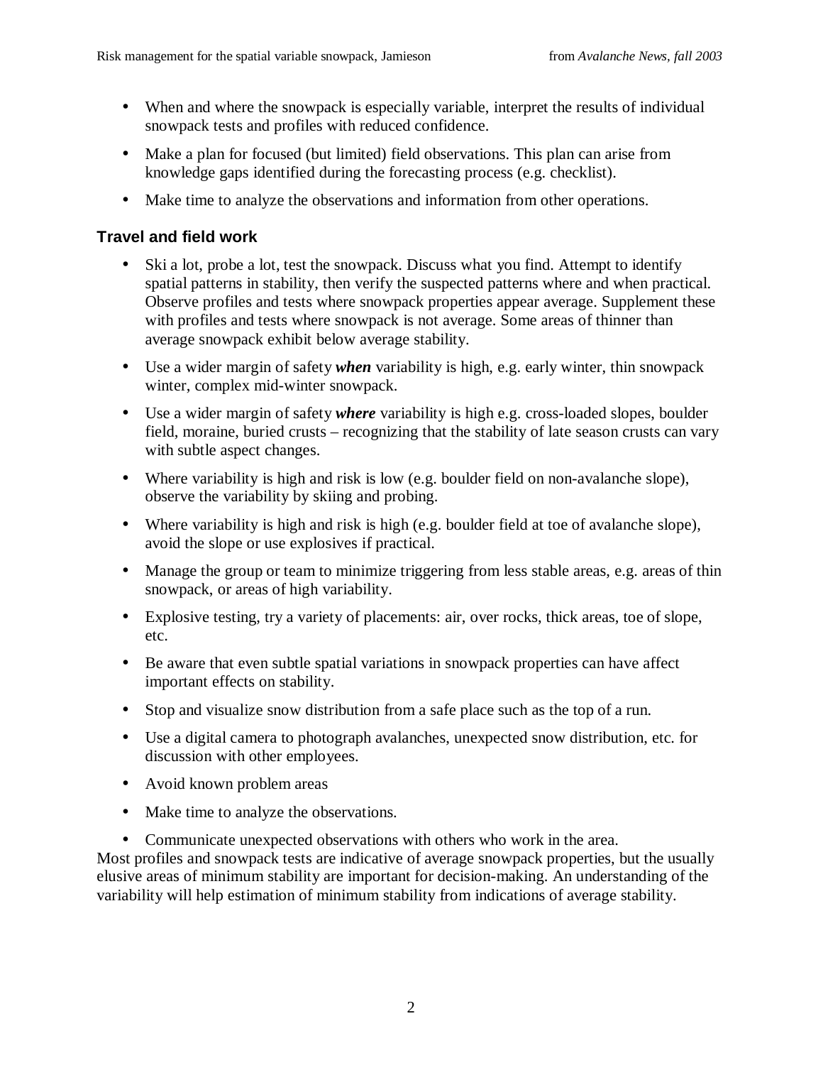- When and where the snowpack is especially variable, interpret the results of individual snowpack tests and profiles with reduced confidence.
- Make a plan for focused (but limited) field observations. This plan can arise from knowledge gaps identified during the forecasting process (e.g. checklist).
- Make time to analyze the observations and information from other operations.

### Travel and field work

- Ski a lot, probe a lot, test the snowpack. Discuss what you find. Attempt to identify spatial patterns in stability, then verify the suspected patterns where and when practical. Observe profiles and tests where snowpack properties appear average. Supplement these with profiles and tests where snowpack is not average. Some areas of thinner than average snowpack exhibit below average stability.
- Use a wider margin of safety ***when*** variability is high, e.g. early winter, thin snowpack winter, complex mid-winter snowpack.
- Use a wider margin of safety ***where*** variability is high e.g. cross-loaded slopes, boulder field, moraine, buried crusts – recognizing that the stability of late season crusts can vary with subtle aspect changes.
- Where variability is high and risk is low (e.g. boulder field on non-avalanche slope), observe the variability by skiing and probing.
- Where variability is high and risk is high (e.g. boulder field at toe of avalanche slope), avoid the slope or use explosives if practical.
- Manage the group or team to minimize triggering from less stable areas, e.g. areas of thin snowpack, or areas of high variability.
- Explosive testing, try a variety of placements: air, over rocks, thick areas, toe of slope, etc.
- Be aware that even subtle spatial variations in snowpack properties can have affect important effects on stability.
- Stop and visualize snow distribution from a safe place such as the top of a run.
- Use a digital camera to photograph avalanches, unexpected snow distribution, etc. for discussion with other employees.
- Avoid known problem areas
- Make time to analyze the observations.
- Communicate unexpected observations with others who work in the area.

Most profiles and snowpack tests are indicative of average snowpack properties, but the usually elusive areas of minimum stability are important for decision-making. An understanding of the variability will help estimation of minimum stability from indications of average stability.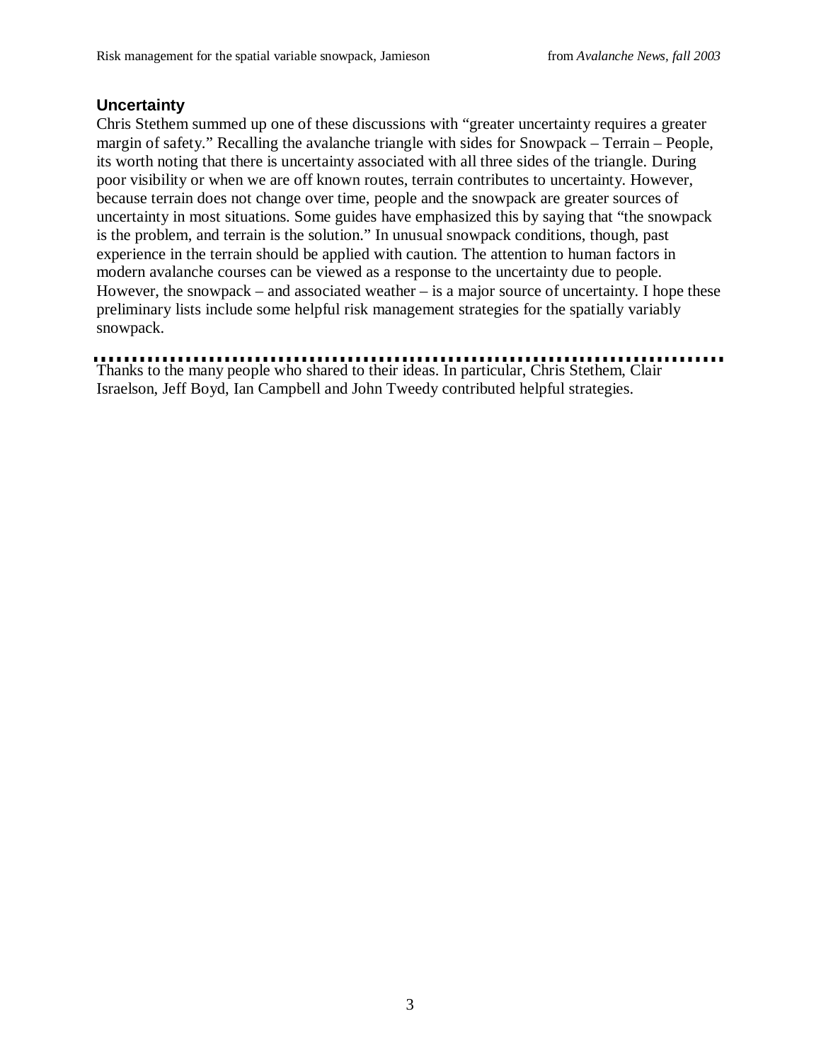## Uncertainty

Chris Stethem summed up one of these discussions with "greater uncertainty requires a greater margin of safety." Recalling the avalanche triangle with sides for Snowpack – Terrain – People, its worth noting that there is uncertainty associated with all three sides of the triangle. During poor visibility or when we are off known routes, terrain contributes to uncertainty. However, because terrain does not change over time, people and the snowpack are greater sources of uncertainty in most situations. Some guides have emphasized this by saying that "the snowpack is the problem, and terrain is the solution." In unusual snowpack conditions, though, past experience in the terrain should be applied with caution. The attention to human factors in modern avalanche courses can be viewed as a response to the uncertainty due to people. However, the snowpack – and associated weather – is a major source of uncertainty. I hope these preliminary lists include some helpful risk management strategies for the spatially variably snowpack.

---

Thanks to the many people who shared to their ideas. In particular, Chris Stethem, Clair Israelson, Jeff Boyd, Ian Campbell and John Tweedy contributed helpful strategies.